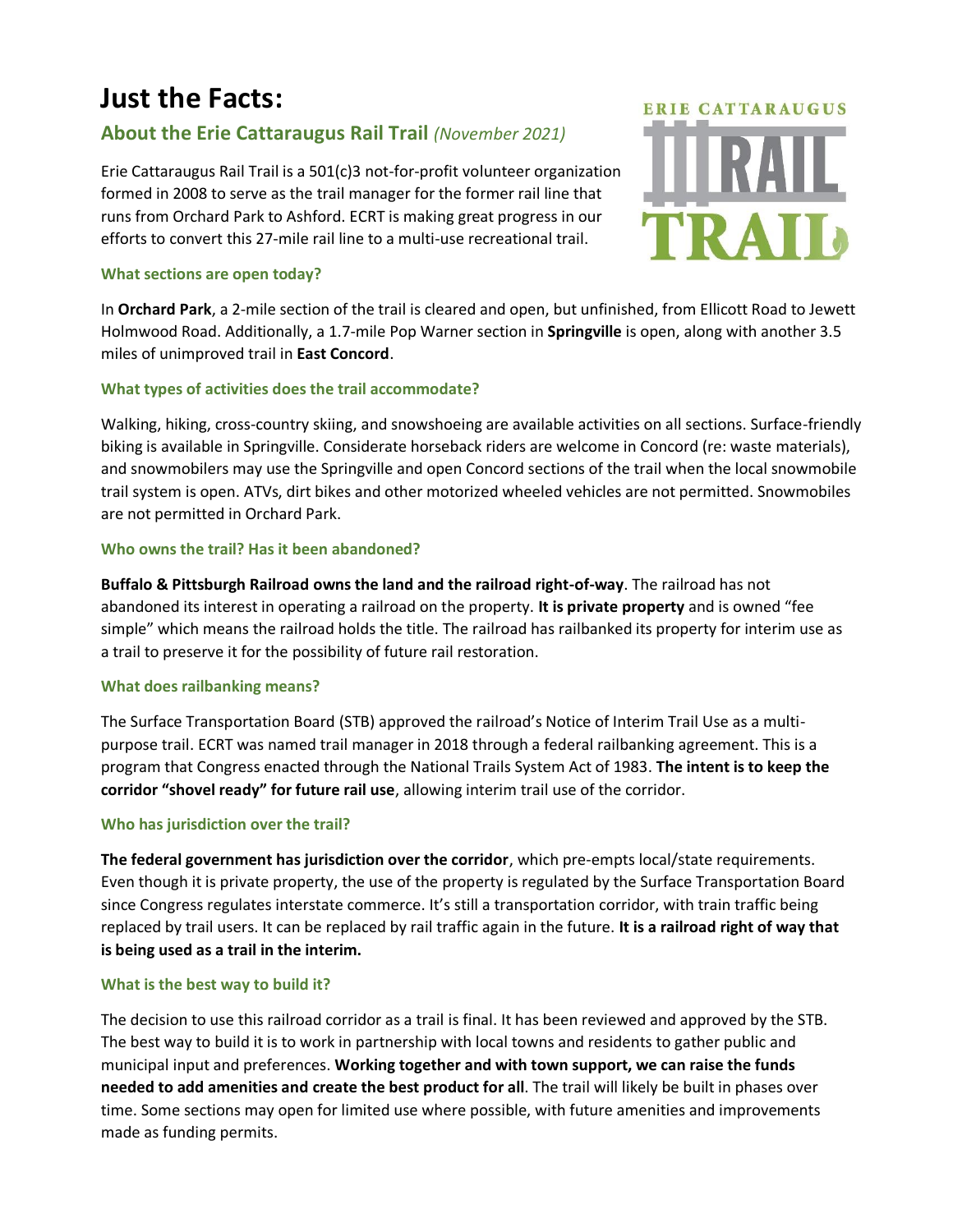# Just the Facts:

## About the Erie Cattaraugus Rail Trail *(November 2021)*

Erie Cattaraugus Rail Trail is a 501(c)3 not-for-profit volunteer organization formed in 2008 to serve as the trail manager for the former rail line that runs from Orchard Park to Ashford. ECRT is making great progress in our efforts to convert this 27-mile rail line to a multi-use recreational trail.

ERIE CATTARAUGUS RAIL TRAIL

### What sections are open today?

In **Orchard Park**, a 2-mile section of the trail is cleared and open, but unfinished, from Ellicott Road to Jewett Holmwood Road. Additionally, a 1.7-mile Pop Warner section in **Springville** is open, along with another 3.5 miles of unimproved trail in **East Concord**.

### What types of activities does the trail accommodate?

Walking, hiking, cross-country skiing, and snowshoeing are available activities on all sections. Surface-friendly biking is available in Springville. Considerate horseback riders are welcome in Concord (re: waste materials), and snowmobilers may use the Springville and open Concord sections of the trail when the local snowmobile trail system is open. ATVs, dirt bikes and other motorized wheeled vehicles are not permitted. Snowmobiles are not permitted in Orchard Park.

### Who owns the trail? Has it been abandoned?

**Buffalo & Pittsburgh Railroad owns the land and the railroad right-of-way**. The railroad has not abandoned its interest in operating a railroad on the property. **It is private property** and is owned "fee simple" which means the railroad holds the title. The railroad has railbanked its property for interim use as a trail to preserve it for the possibility of future rail restoration.

### What does railbanking means?

The Surface Transportation Board (STB) approved the railroad's Notice of Interim Trail Use as a multi-purpose trail. ECRT was named trail manager in 2018 through a federal railbanking agreement. This is a program that Congress enacted through the National Trails System Act of 1983. **The intent is to keep the corridor "shovel ready" for future rail use**, allowing interim trail use of the corridor.

### Who has jurisdiction over the trail?

**The federal government has jurisdiction over the corridor**, which pre-empts local/state requirements. Even though it is private property, the use of the property is regulated by the Surface Transportation Board since Congress regulates interstate commerce. It's still a transportation corridor, with train traffic being replaced by trail users. It can be replaced by rail traffic again in the future. **It is a railroad right of way that is being used as a trail in the interim.**

### What is the best way to build it?

The decision to use this railroad corridor as a trail is final. It has been reviewed and approved by the STB. The best way to build it is to work in partnership with local towns and residents to gather public and municipal input and preferences. **Working together and with town support, we can raise the funds needed to add amenities and create the best product for all**. The trail will likely be built in phases over time. Some sections may open for limited use where possible, with future amenities and improvements made as funding permits.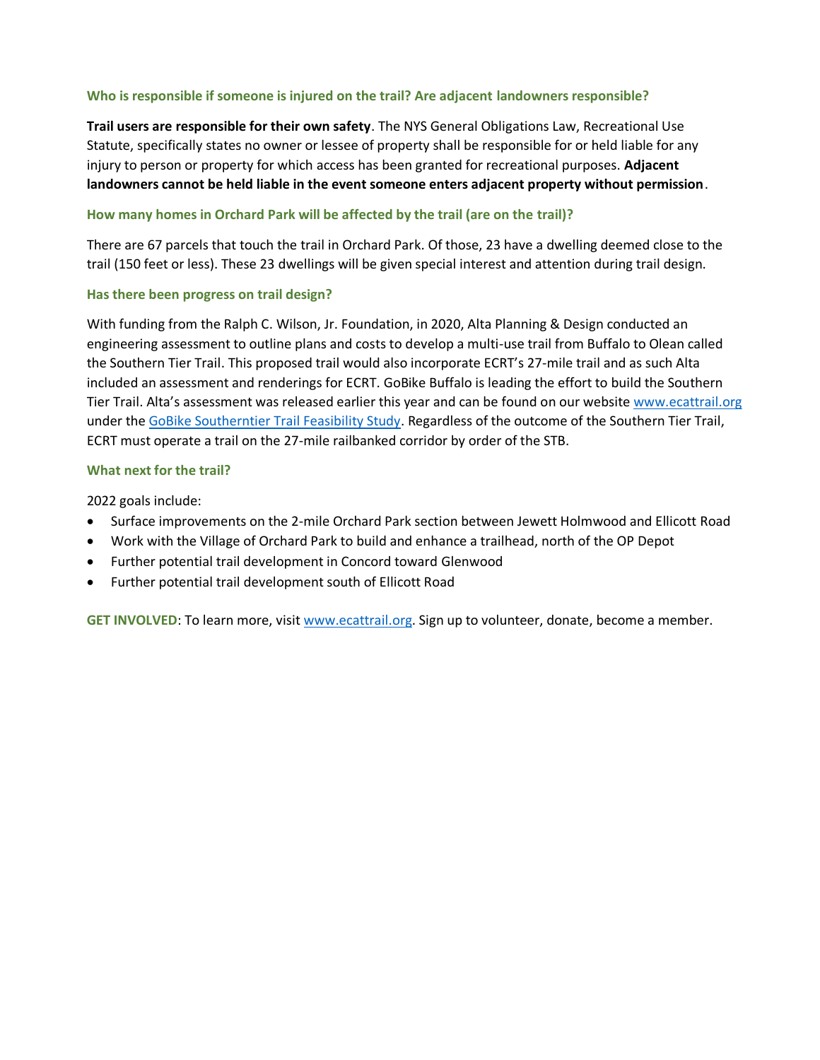### Who is responsible if someone is injured on the trail? Are adjacent landowners responsible?

**Trail users are responsible for their own safety**. The NYS General Obligations Law, Recreational Use Statute, specifically states no owner or lessee of property shall be responsible for or held liable for any injury to person or property for which access has been granted for recreational purposes. **Adjacent landowners cannot be held liable in the event someone enters adjacent property without permission**.

### How many homes in Orchard Park will be affected by the trail (are on the trail)?

There are 67 parcels that touch the trail in Orchard Park. Of those, 23 have a dwelling deemed close to the trail (150 feet or less). These 23 dwellings will be given special interest and attention during trail design.

### Has there been progress on trail design?

With funding from the Ralph C. Wilson, Jr. Foundation, in 2020, Alta Planning & Design conducted an engineering assessment to outline plans and costs to develop a multi-use trail from Buffalo to Olean called the Southern Tier Trail. This proposed trail would also incorporate ECRT's 27-mile trail and as such Alta included an assessment and renderings for ECRT. GoBike Buffalo is leading the effort to build the Southern Tier Trail. Alta's assessment was released earlier this year and can be found on our website [www.ecattrail.org](www.ecattrail.org) under the [GoBike Southerntier Trail Feasibility Study](). Regardless of the outcome of the Southern Tier Trail, ECRT must operate a trail on the 27-mile railbanked corridor by order of the STB.

### What next for the trail?

2022 goals include:

- Surface improvements on the 2-mile Orchard Park section between Jewett Holmwood and Ellicott Road
- Work with the Village of Orchard Park to build and enhance a trailhead, north of the OP Depot
- Further potential trail development in Concord toward Glenwood
- Further potential trail development south of Ellicott Road

**GET INVOLVED**: To learn more, visit [www.ecattrail.org](www.ecattrail.org). Sign up to volunteer, donate, become a member.